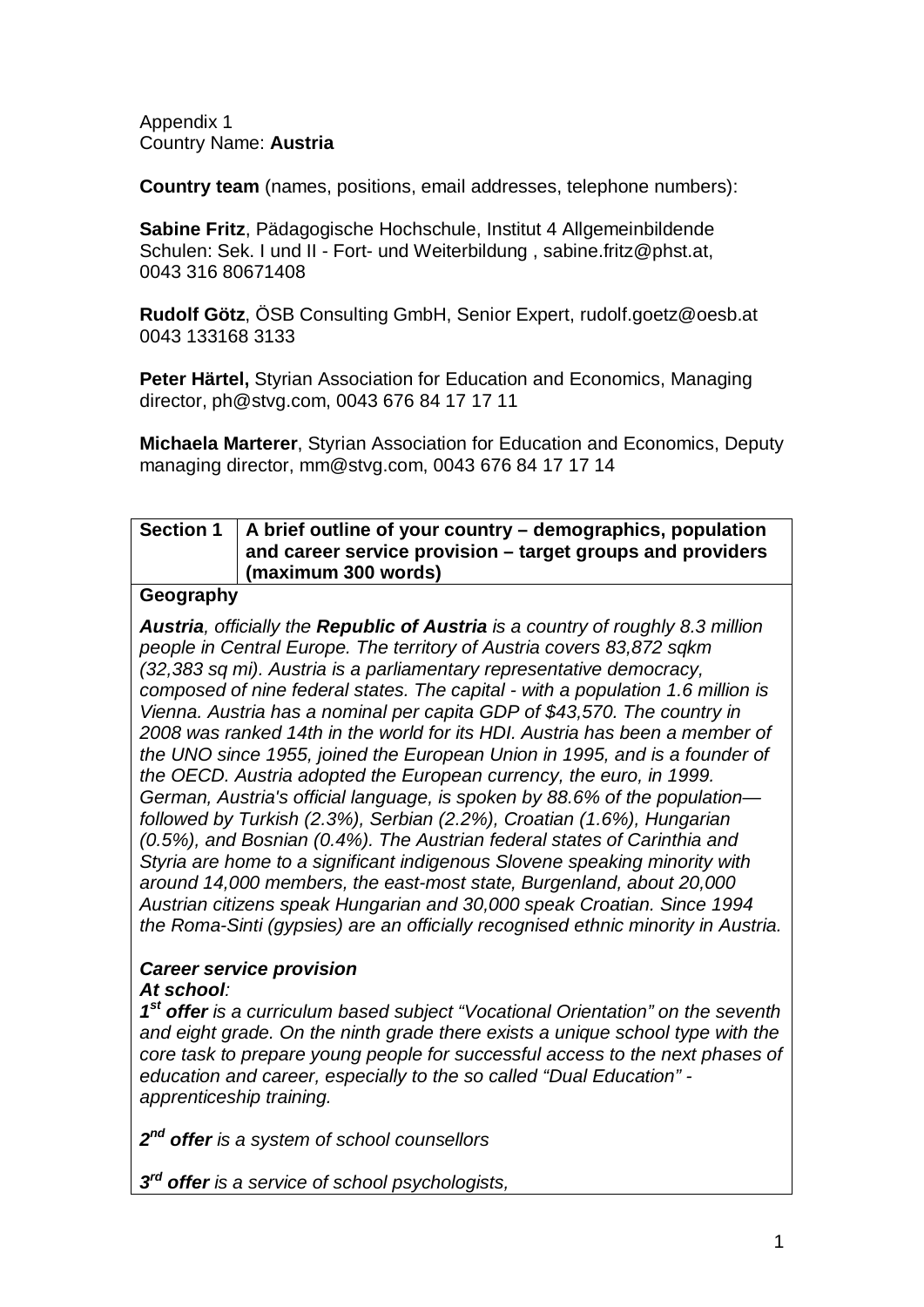Appendix 1
Country Name: **Austria**

**Country team** (names, positions, email addresses, telephone numbers):

**Sabine Fritz**, Pädagogische Hochschule, Institut 4 Allgemeinbildende Schulen: Sek. I und II - Fort- und Weiterbildung , sabine.fritz@phst.at, 0043 316 80671408

**Rudolf Götz**, ÖSB Consulting GmbH, Senior Expert, rudolf.goetz@oesb.at 0043 133168 3133

**Peter Härtel,** Styrian Association for Education and Economics, Managing director, ph@stvg.com, 0043 676 84 17 17 11

**Michaela Marterer**, Styrian Association for Education and Economics, Deputy managing director, mm@stvg.com, 0043 676 84 17 17 14

| **Section 1** | **A brief outline of your country – demographics, population and career service provision – target groups and providers (maximum 300 words)** |
|---|---|

**Geography**

***Austria**, officially the **Republic of Austria** is a country of roughly 8.3 million people in Central Europe. The territory of Austria covers 83,872 sqkm (32,383 sq mi). Austria is a parliamentary representative democracy, composed of nine federal states. The capital - with a population 1.6 million is Vienna. Austria has a nominal per capita GDP of $43,570. The country in 2008 was ranked 14th in the world for its HDI. Austria has been a member of the UNO since 1955, joined the European Union in 1995, and is a founder of the OECD. Austria adopted the European currency, the euro, in 1999. German, Austria's official language, is spoken by 88.6% of the population—followed by Turkish (2.3%), Serbian (2.2%), Croatian (1.6%), Hungarian (0.5%), and Bosnian (0.4%). The Austrian federal states of Carinthia and Styria are home to a significant indigenous Slovene speaking minority with around 14,000 members, the east-most state, Burgenland, about 20,000 Austrian citizens speak Hungarian and 30,000 speak Croatian. Since 1994 the Roma-Sinti (gypsies) are an officially recognised ethnic minority in Austria.*

***Career service provision***
***At school**:*

***1st offer** is a curriculum based subject "Vocational Orientation" on the seventh and eight grade. On the ninth grade there exists a unique school type with the core task to prepare young people for successful access to the next phases of education and career, especially to the so called "Dual Education" - apprenticeship training.*

***2nd offer** is a system of school counsellors*

***3rd offer** is a service of school psychologists,*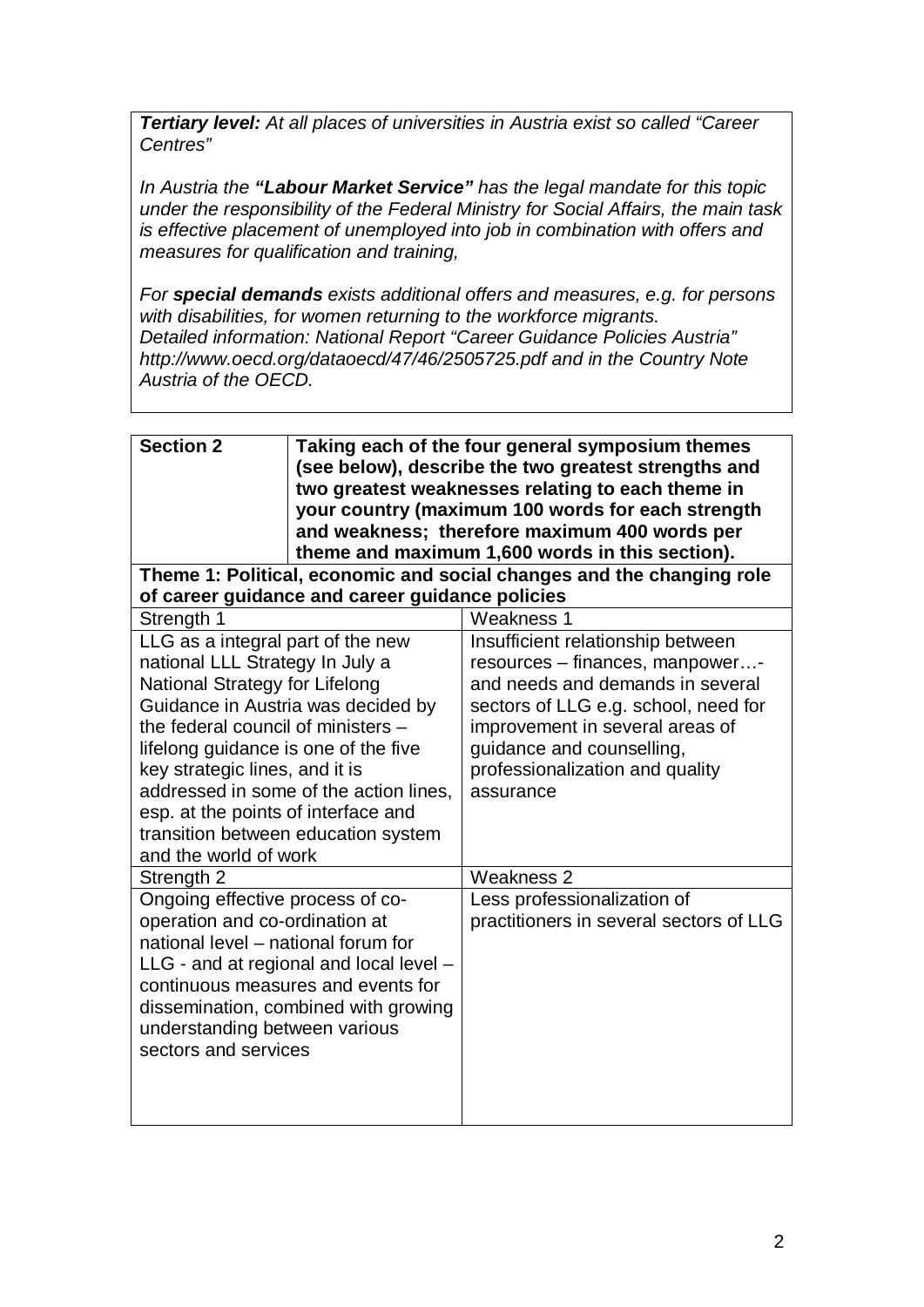***Tertiary level:*** *At all places of universities in Austria exist so called "Career Centres"*

*In Austria the **"Labour Market Service"** has the legal mandate for this topic under the responsibility of the Federal Ministry for Social Affairs, the main task is effective placement of unemployed into job in combination with offers and measures for qualification and training,*

*For **special demands** exists additional offers and measures, e.g. for persons with disabilities, for women returning to the workforce migrants.*
*Detailed information: National Report "Career Guidance Policies Austria" http://www.oecd.org/dataoecd/47/46/2505725.pdf and in the Country Note Austria of the OECD.*

| **Section 2** | **Taking each of the four general symposium themes (see below), describe the two greatest strengths and two greatest weaknesses relating to each theme in your country (maximum 100 words for each strength and weakness; therefore maximum 400 words per theme and maximum 1,600 words in this section).** |
|---|---|
| **Theme 1: Political, economic and social changes and the changing role of career guidance and career guidance policies** | |
| Strength 1 | Weakness 1 |
| LLG as a integral part of the new national LLL Strategy In July a National Strategy for Lifelong Guidance in Austria was decided by the federal council of ministers – lifelong guidance is one of the five key strategic lines, and it is addressed in some of the action lines, esp. at the points of interface and transition between education system and the world of work | Insufficient relationship between resources – finances, manpower…- and needs and demands in several sectors of LLG e.g. school, need for improvement in several areas of guidance and counselling, professionalization and quality assurance |
| Strength 2 | Weakness 2 |
| Ongoing effective process of co-operation and co-ordination at national level – national forum for LLG - and at regional and local level – continuous measures and events for dissemination, combined with growing understanding between various sectors and services | Less professionalization of practitioners in several sectors of LLG |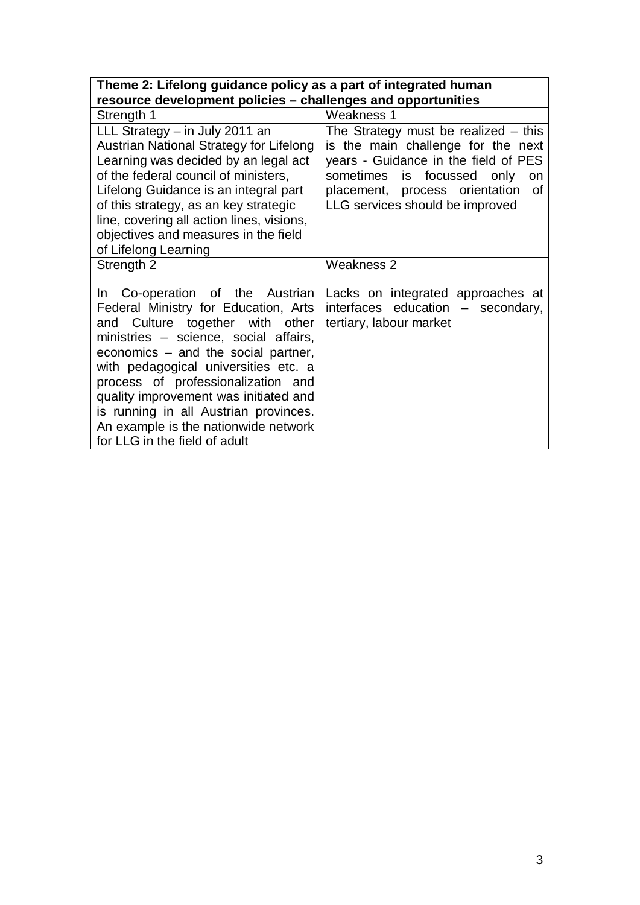| Theme 2: Lifelong guidance policy as a part of integrated human resource development policies – challenges and opportunities | |
|---|---|
| Strength 1 | Weakness 1 |
| LLL Strategy – in July 2011 an Austrian National Strategy for Lifelong Learning was decided by an legal act of the federal council of ministers, Lifelong Guidance is an integral part of this strategy, as an key strategic line, covering all action lines, visions, objectives and measures in the field of Lifelong Learning | The Strategy must be realized – this is the main challenge for the next years - Guidance in the field of PES sometimes is focussed only on placement, process orientation of LLG services should be improved |
| Strength 2 | Weakness 2 |
| In Co-operation of the Austrian Federal Ministry for Education, Arts and Culture together with other ministries – science, social affairs, economics – and the social partner, with pedagogical universities etc. a process of professionalization and quality improvement was initiated and is running in all Austrian provinces. An example is the nationwide network for LLG in the field of adult | Lacks on integrated approaches at interfaces education – secondary, tertiary, labour market |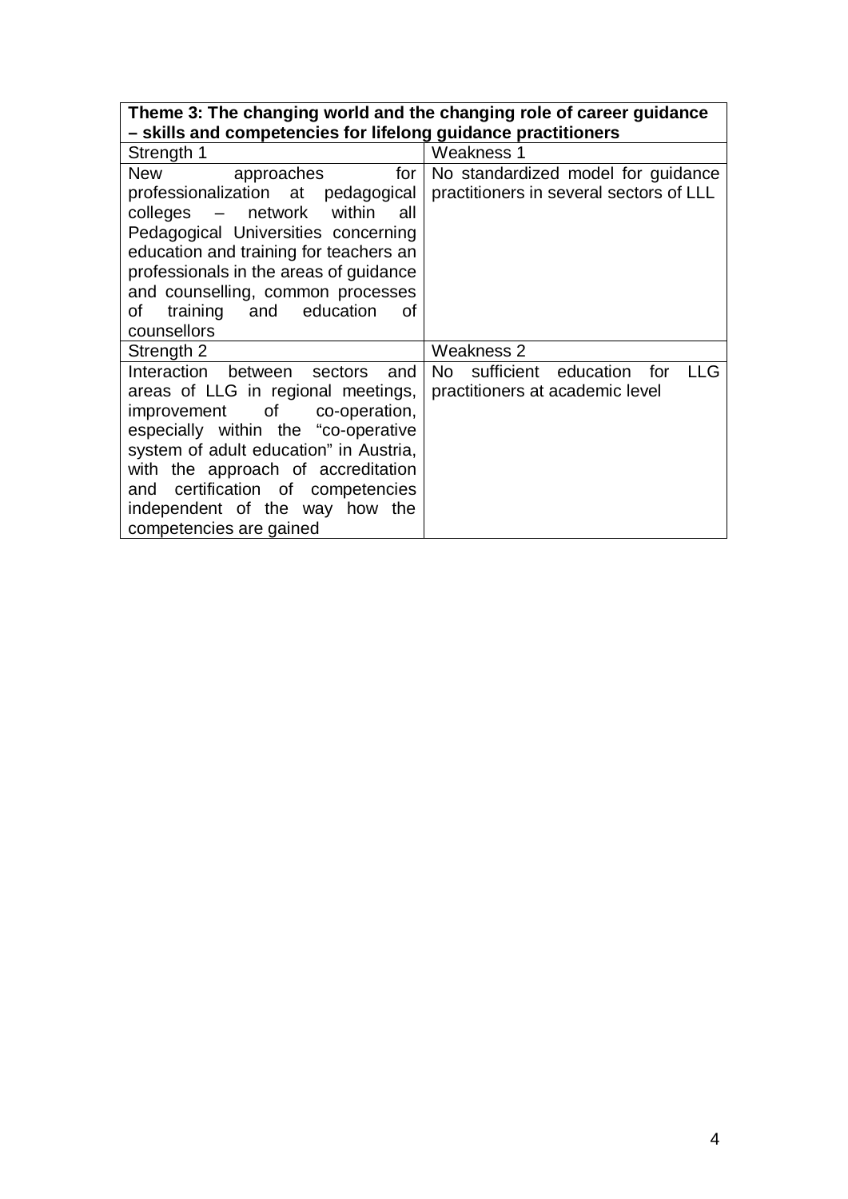| **Theme 3: The changing world and the changing role of career guidance – skills and competencies for lifelong guidance practitioners** | |
|---|---|
| Strength 1 | Weakness 1 |
| New approaches for professionalization at pedagogical colleges – network within all Pedagogical Universities concerning education and training for teachers an professionals in the areas of guidance and counselling, common processes of training and education of counsellors | No standardized model for guidance practitioners in several sectors of LLL |
| Strength 2 | Weakness 2 |
| Interaction between sectors and areas of LLG in regional meetings, improvement of co-operation, especially within the "co-operative system of adult education" in Austria, with the approach of accreditation and certification of competencies independent of the way how the competencies are gained | No sufficient education for LLG practitioners at academic level |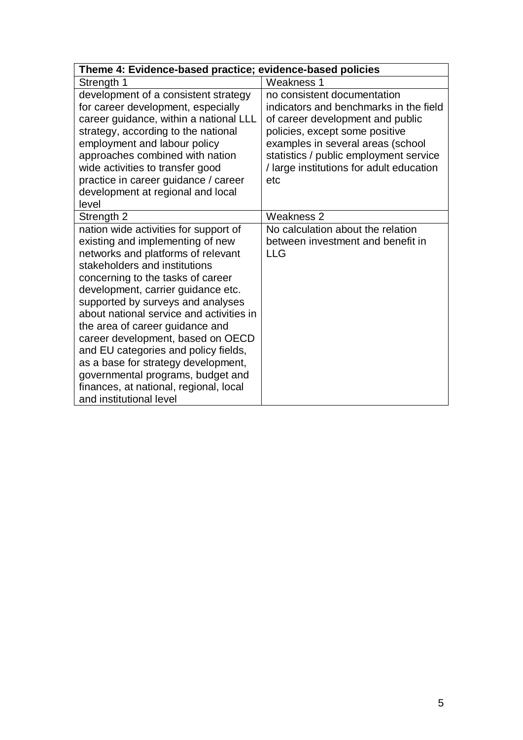| Theme 4: Evidence-based practice; evidence-based policies | |
|---|---|
| Strength 1 | Weakness 1 |
| development of a consistent strategy for career development, especially career guidance, within a national LLL strategy, according to the national employment and labour policy approaches combined with nation wide activities to transfer good practice in career guidance / career development at regional and local level | no consistent documentation indicators and benchmarks in the field of career development and public policies, except some positive examples in several areas (school statistics / public employment service / large institutions for adult education etc |
| Strength 2 | Weakness 2 |
| nation wide activities for support of existing and implementing of new networks and platforms of relevant stakeholders and institutions concerning to the tasks of career development, carrier guidance etc. supported by surveys and analyses about national service and activities in the area of career guidance and career development, based on OECD and EU categories and policy fields, as a base for strategy development, governmental programs, budget and finances, at national, regional, local and institutional level | No calculation about the relation between investment and benefit in LLG |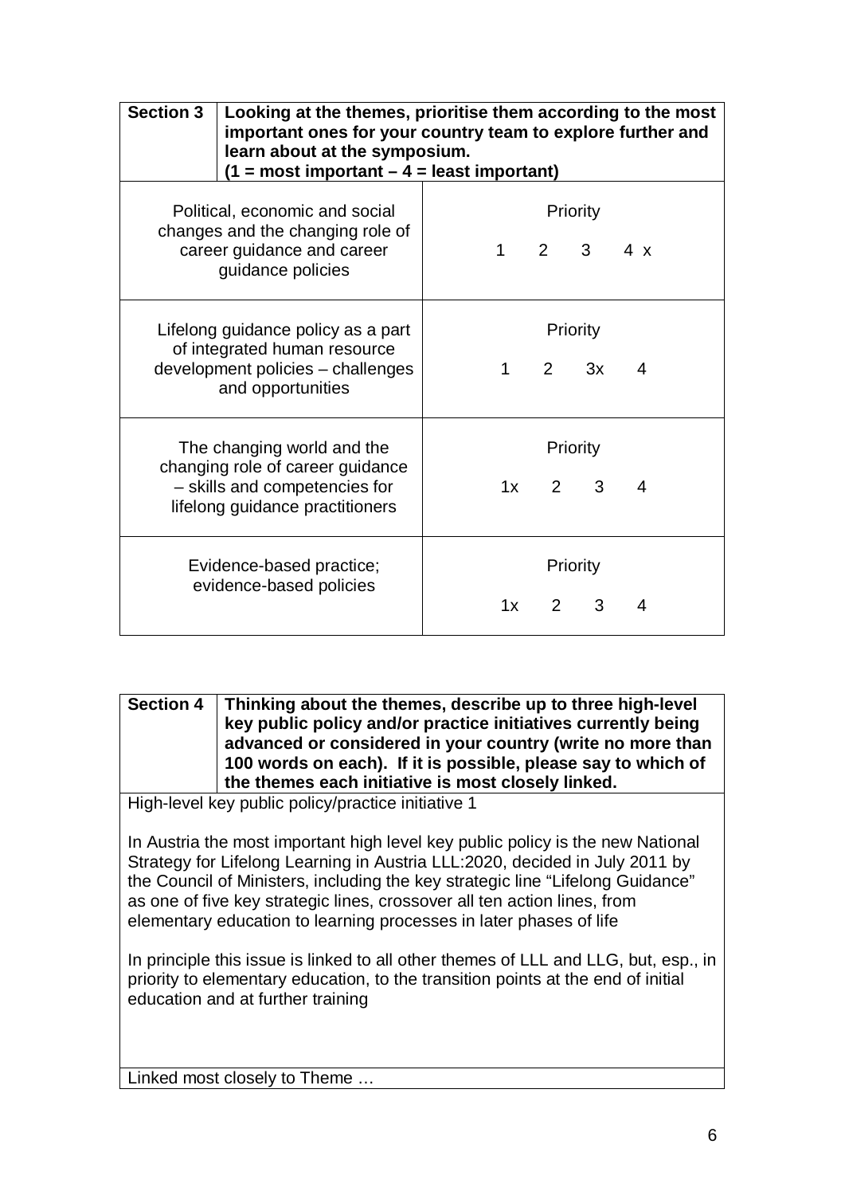| **Section 3** | **Looking at the themes, prioritise them according to the most important ones for your country team to explore further and learn about at the symposium. (1 = most important – 4 = least important)** |
|---|---|
| Political, economic and social changes and the changing role of career guidance and career guidance policies | Priority<br>1 2 3 4 x |
| Lifelong guidance policy as a part of integrated human resource development policies – challenges and opportunities | Priority<br>1 2 3x 4 |
| The changing world and the changing role of career guidance – skills and competencies for lifelong guidance practitioners | Priority<br>1x 2 3 4 |
| Evidence-based practice; evidence-based policies | Priority<br>1x 2 3 4 |

| **Section 4** | **Thinking about the themes, describe up to three high-level key public policy and/or practice initiatives currently being advanced or considered in your country (write no more than 100 words on each). If it is possible, please say to which of the themes each initiative is most closely linked.** |
|---|---|

High-level key public policy/practice initiative 1

In Austria the most important high level key public policy is the new National Strategy for Lifelong Learning in Austria LLL:2020, decided in July 2011 by the Council of Ministers, including the key strategic line "Lifelong Guidance" as one of five key strategic lines, crossover all ten action lines, from elementary education to learning processes in later phases of life

In principle this issue is linked to all other themes of LLL and LLG, but, esp., in priority to elementary education, to the transition points at the end of initial education and at further training

Linked most closely to Theme …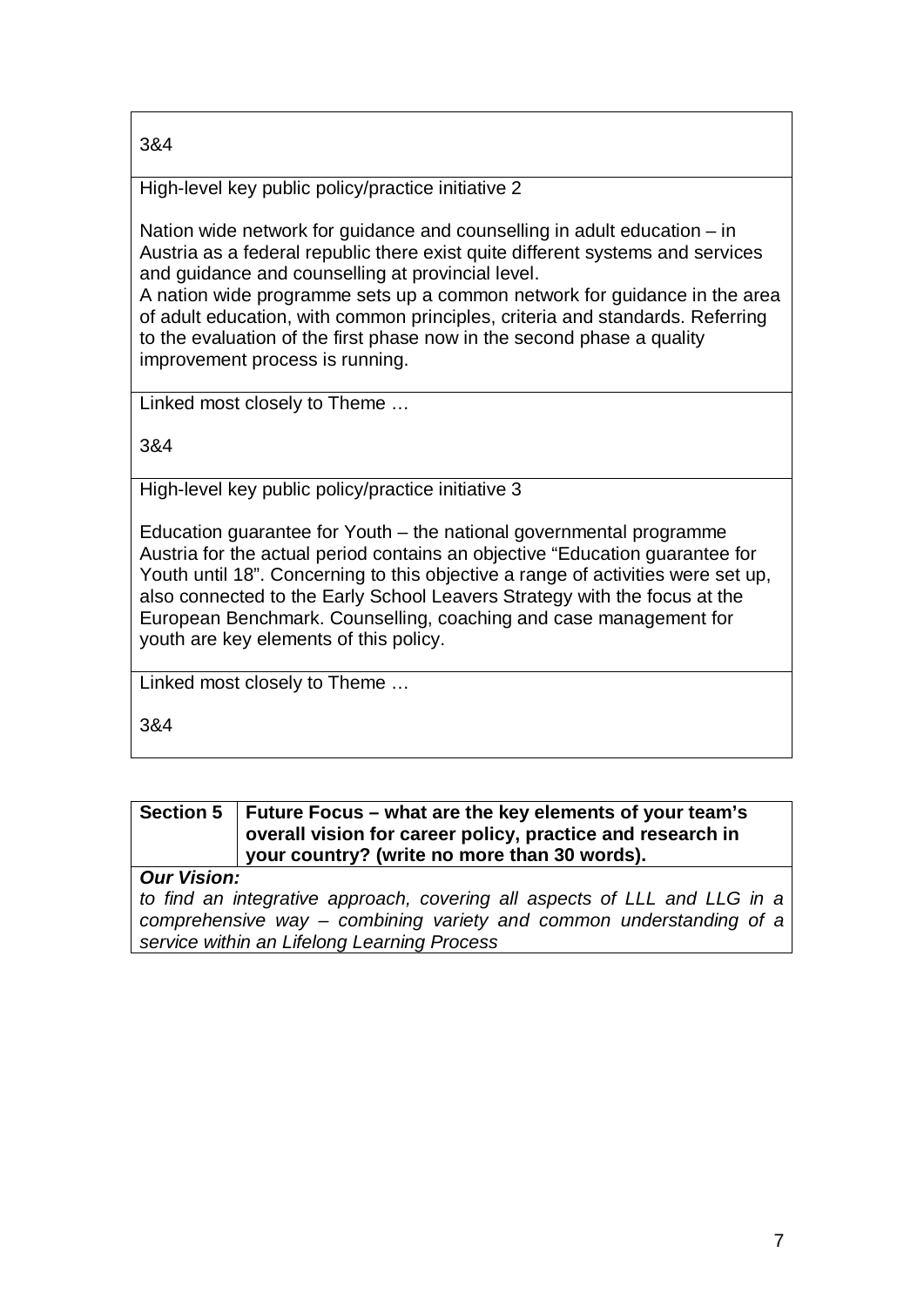3&4

High-level key public policy/practice initiative 2

Nation wide network for guidance and counselling in adult education – in Austria as a federal republic there exist quite different systems and services and guidance and counselling at provincial level.
A nation wide programme sets up a common network for guidance in the area of adult education, with common principles, criteria and standards. Referring to the evaluation of the first phase now in the second phase a quality improvement process is running.

Linked most closely to Theme …

3&4

High-level key public policy/practice initiative 3

Education guarantee for Youth – the national governmental programme Austria for the actual period contains an objective “Education guarantee for Youth until 18”. Concerning to this objective a range of activities were set up, also connected to the Early School Leavers Strategy with the focus at the European Benchmark. Counselling, coaching and case management for youth are key elements of this policy.

Linked most closely to Theme …

3&4

| | |
|---|---|
| **Section 5** | **Future Focus – what are the key elements of your team’s overall vision for career policy, practice and research in your country? (write no more than 30 words).** |

***Our Vision:***

*to find an integrative approach, covering all aspects of LLL and LLG in a comprehensive way – combining variety and common understanding of a service within an Lifelong Learning Process*